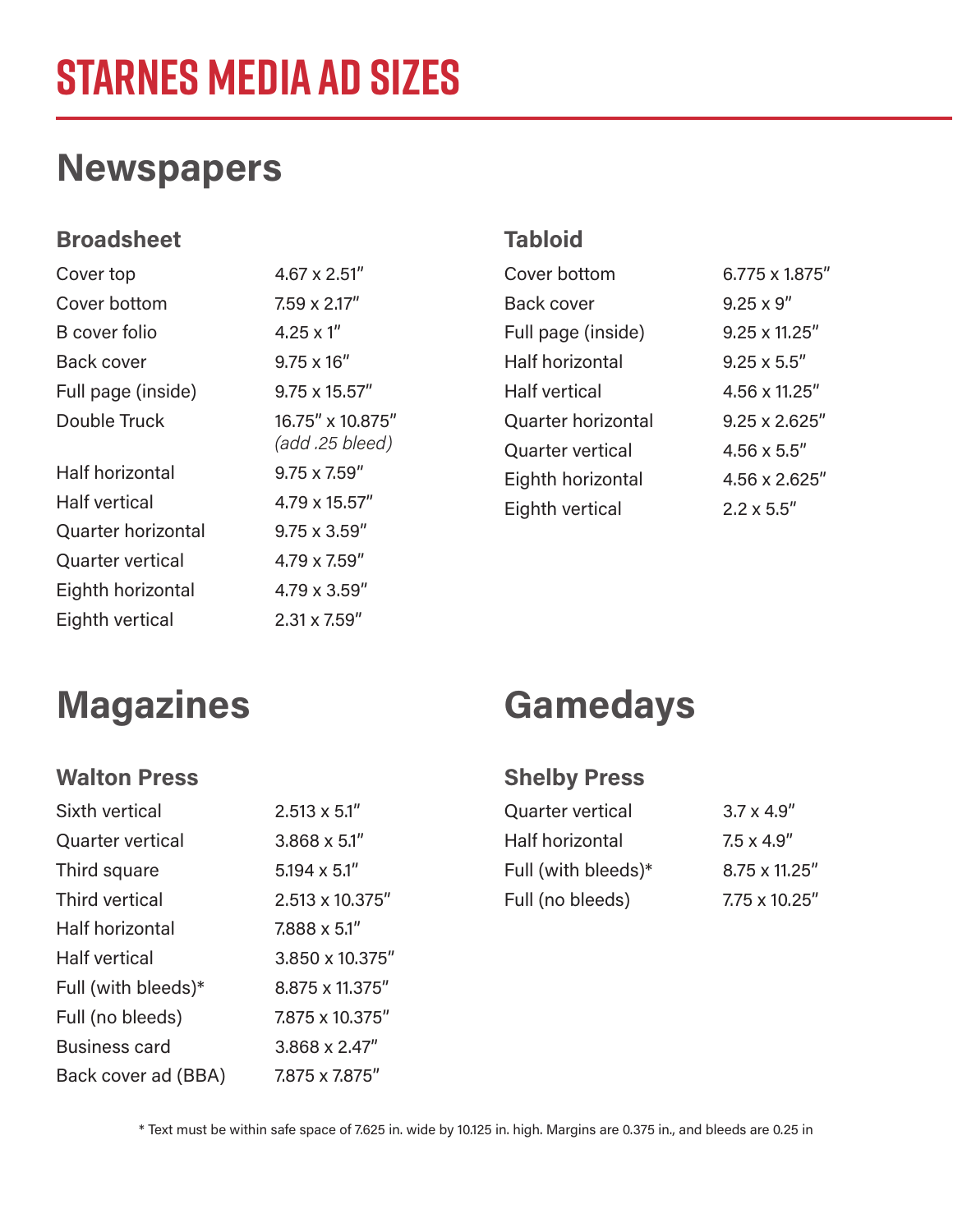# STARNES MEDIA AD SIZES

## Newspapers

### Broadsheet

| | |
|---|---|
| Cover top | 4.67 x 2.51″ |
| Cover bottom | 7.59 x 2.17″ |
| B cover folio | 4.25 x 1″ |
| Back cover | 9.75 x 16″ |
| Full page (inside) | 9.75 x 15.57″ |
| Double Truck | 16.75″ x 10.875″ *(add .25 bleed)* |
| Half horizontal | 9.75 x 7.59″ |
| Half vertical | 4.79 x 15.57″ |
| Quarter horizontal | 9.75 x 3.59″ |
| Quarter vertical | 4.79 x 7.59″ |
| Eighth horizontal | 4.79 x 3.59″ |
| Eighth vertical | 2.31 x 7.59″ |

### Tabloid

| | |
|---|---|
| Cover bottom | 6.775 x 1.875″ |
| Back cover | 9.25 x 9″ |
| Full page (inside) | 9.25 x 11.25″ |
| Half horizontal | 9.25 x 5.5″ |
| Half vertical | 4.56 x 11.25″ |
| Quarter horizontal | 9.25 x 2.625″ |
| Quarter vertical | 4.56 x 5.5″ |
| Eighth horizontal | 4.56 x 2.625″ |
| Eighth vertical | 2.2 x 5.5″ |

## Magazines

### Walton Press

| | |
|---|---|
| Sixth vertical | 2.513 x 5.1″ |
| Quarter vertical | 3.868 x 5.1″ |
| Third square | 5.194 x 5.1″ |
| Third vertical | 2.513 x 10.375″ |
| Half horizontal | 7.888 x 5.1″ |
| Half vertical | 3.850 x 10.375″ |
| Full (with bleeds)* | 8.875 x 11.375″ |
| Full (no bleeds) | 7.875 x 10.375″ |
| Business card | 3.868 x 2.47″ |
| Back cover ad (BBA) | 7.875 x 7.875″ |

## Gamedays

### Shelby Press

| | |
|---|---|
| Quarter vertical | 3.7 x 4.9″ |
| Half horizontal | 7.5 x 4.9″ |
| Full (with bleeds)* | 8.75 x 11.25″ |
| Full (no bleeds) | 7.75 x 10.25″ |

* Text must be within safe space of 7.625 in. wide by 10.125 in. high. Margins are 0.375 in., and bleeds are 0.25 in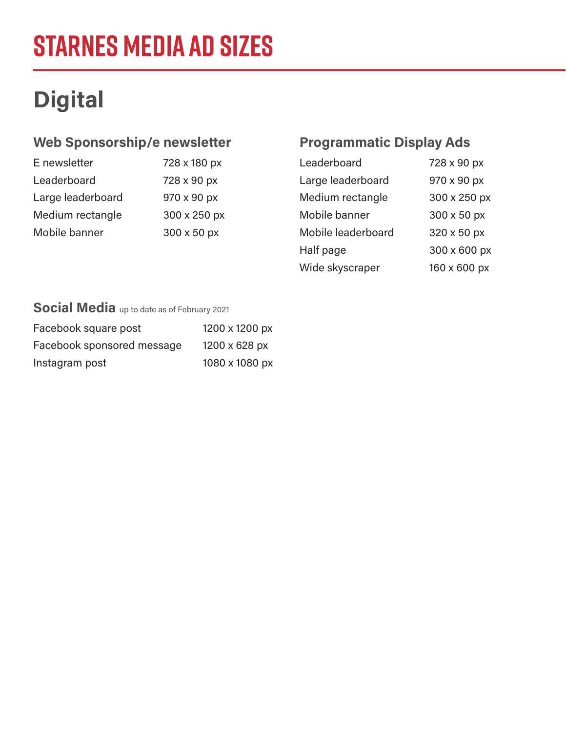# STARNES MEDIA AD SIZES

## Digital

### Web Sponsorship/e newsletter

| | |
|---|---|
| E newsletter | 728 x 180 px |
| Leaderboard | 728 x 90 px |
| Large leaderboard | 970 x 90 px |
| Medium rectangle | 300 x 250 px |
| Mobile banner | 300 x 50 px |

### Programmatic Display Ads

| | |
|---|---|
| Leaderboard | 728 x 90 px |
| Large leaderboard | 970 x 90 px |
| Medium rectangle | 300 x 250 px |
| Mobile banner | 300 x 50 px |
| Mobile leaderboard | 320 x 50 px |
| Half page | 300 x 600 px |
| Wide skyscraper | 160 x 600 px |

### Social Media up to date as of February 2021

| | |
|---|---|
| Facebook square post | 1200 x 1200 px |
| Facebook sponsored message | 1200 x 628 px |
| Instagram post | 1080 x 1080 px |